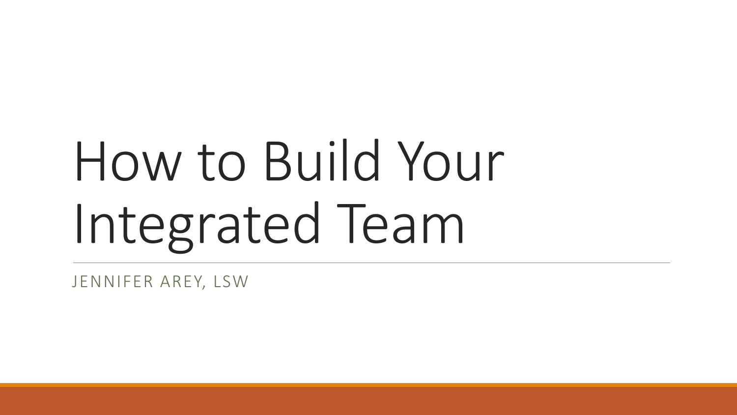# How to Build Your Integrated Team

JENNIFER AREY, LSW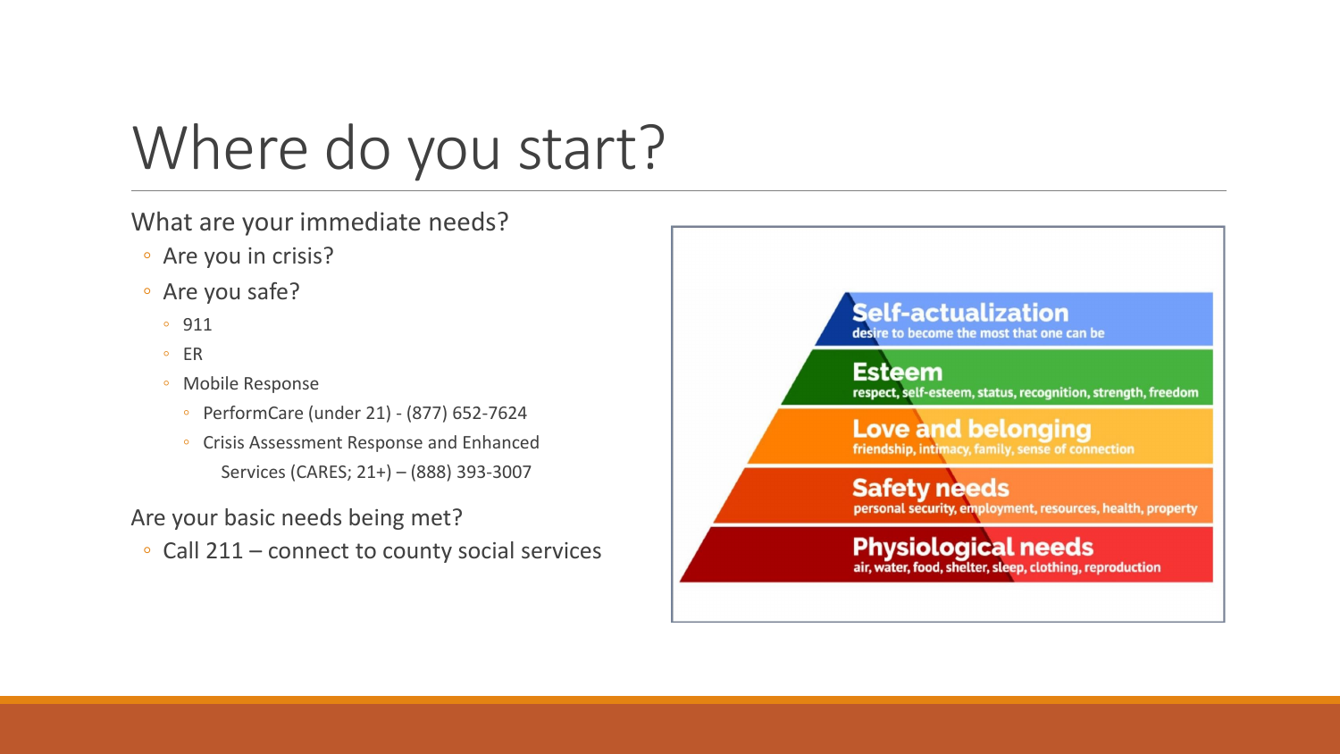# Where do you start?

What are your immediate needs?

- Are you in crisis?
- Are you safe?
  - 911
  - ER
  - Mobile Response
    - PerformCare (under 21) - (877) 652-7624
    - Crisis Assessment Response and Enhanced Services (CARES; 21+) – (888) 393-3007

Are your basic needs being met?

- Call 211 – connect to county social services

**Self-actualization**
desire to become the most that one can be

**Esteem**
respect, self-esteem, status, recognition, strength, freedom

**Love and belonging**
friendship, intimacy, family, sense of connection

**Safety needs**
personal security, employment, resources, health, property

**Physiological needs**
air, water, food, shelter, sleep, clothing, reproduction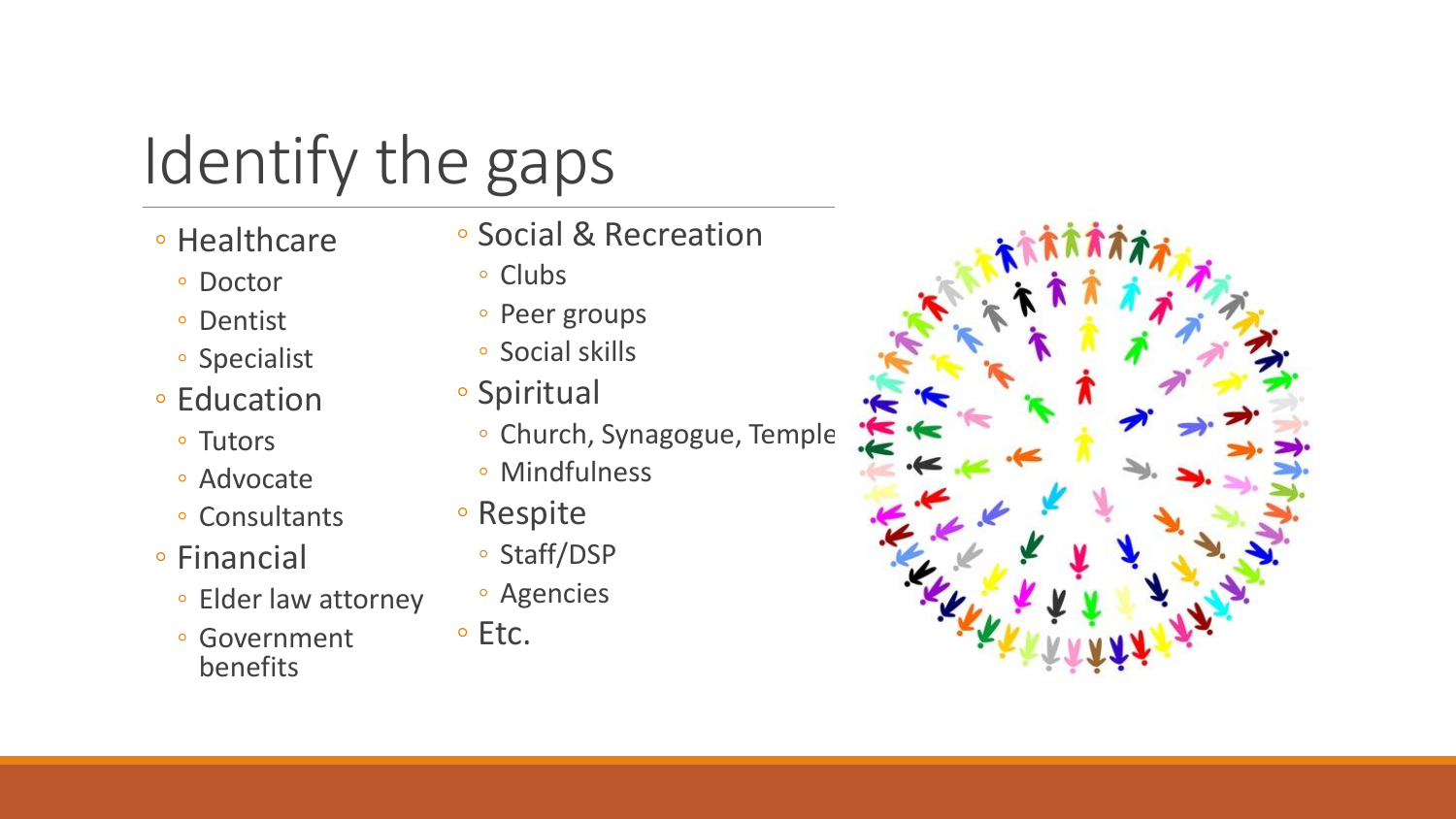# Identify the gaps

- Healthcare
  - Doctor
  - Dentist
  - Specialist
- Education
  - Tutors
  - Advocate
  - Consultants
- Financial
  - Elder law attorney
  - Government benefits
- Social & Recreation
  - Clubs
  - Peer groups
  - Social skills
- Spiritual
  - Church, Synagogue, Temple
  - Mindfulness
- Respite
  - Staff/DSP
  - Agencies
- Etc.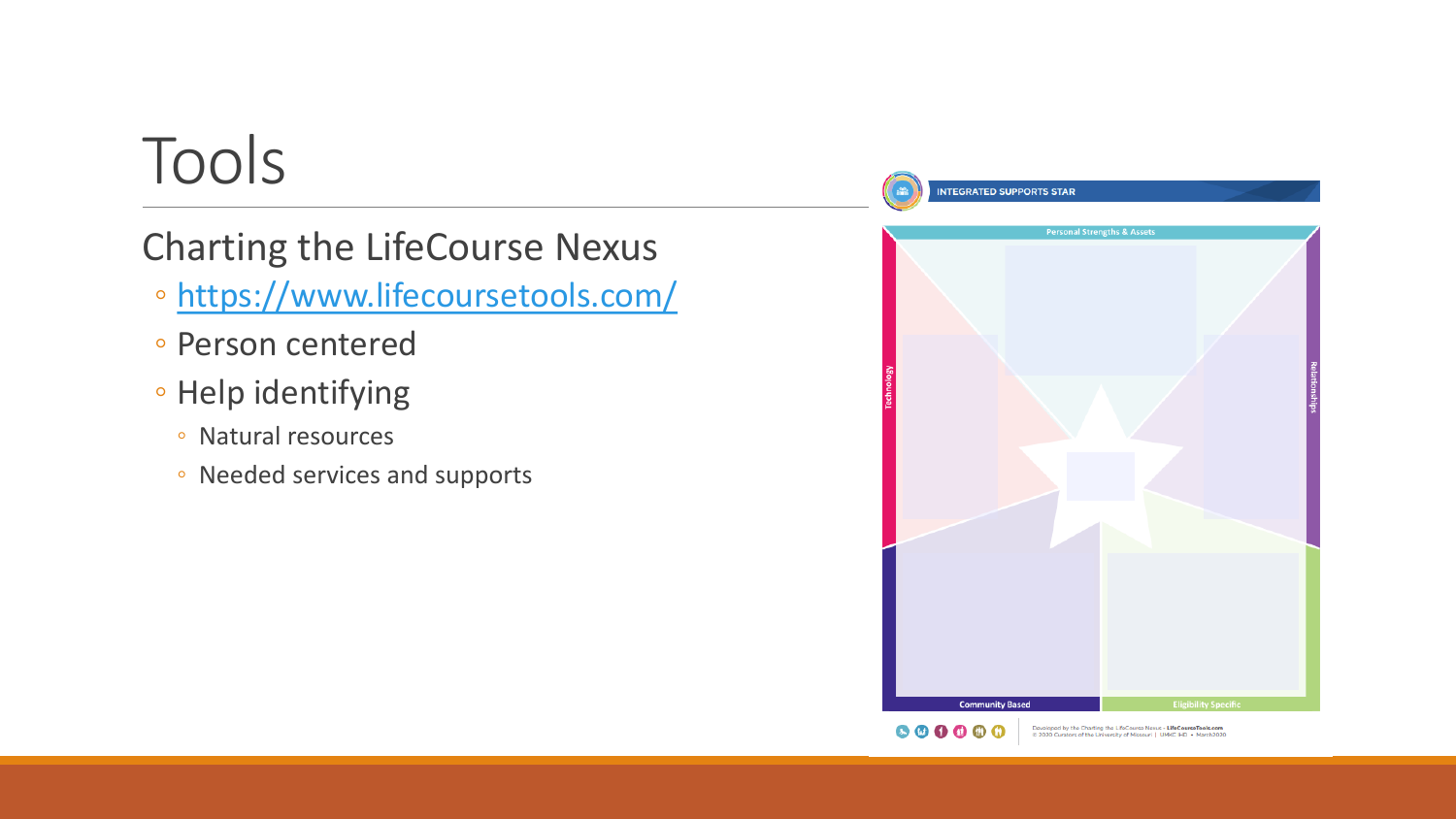# Tools

## Charting the LifeCourse Nexus

- https://www.lifecoursetools.com/
- Person centered
- Help identifying
  - Natural resources
  - Needed services and supports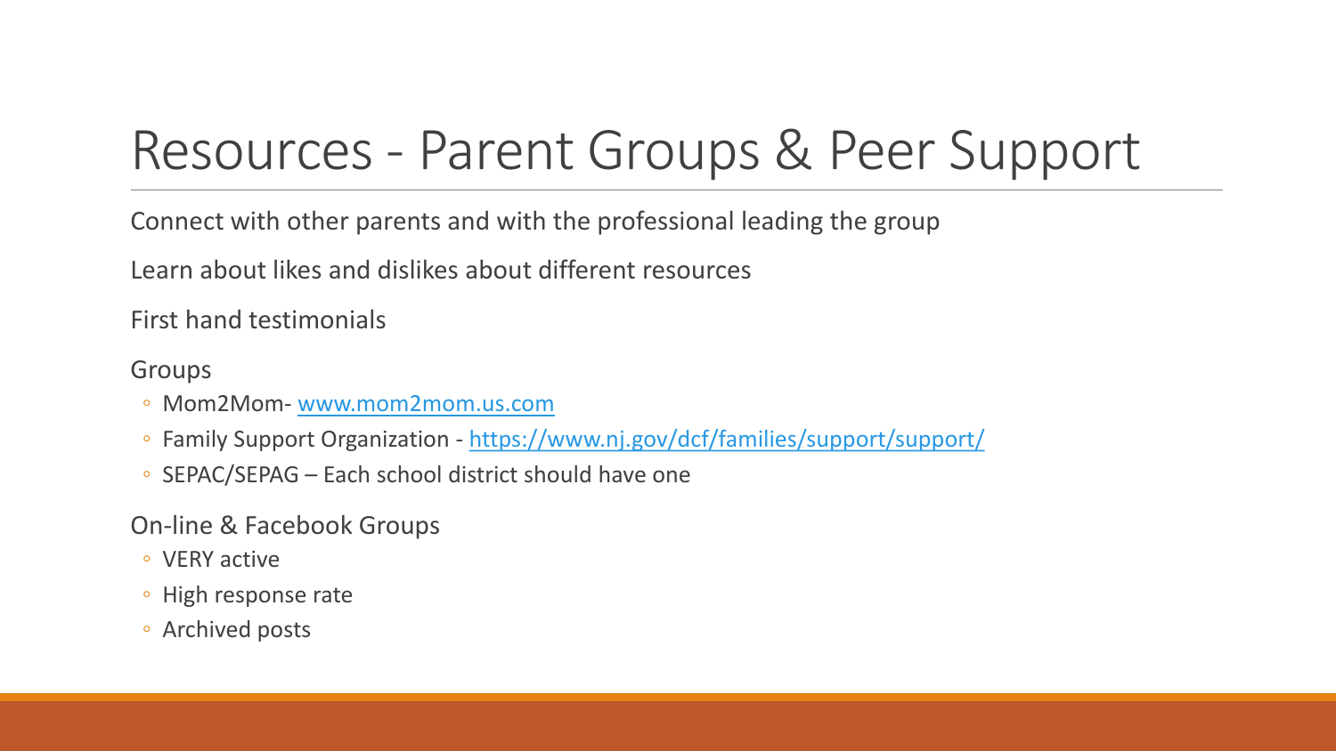# Resources - Parent Groups & Peer Support

Connect with other parents and with the professional leading the group

Learn about likes and dislikes about different resources

First hand testimonials

Groups

- Mom2Mom- [www.mom2mom.us.com](http://www.mom2mom.us.com)
- Family Support Organization - [https://www.nj.gov/dcf/families/support/support/](https://www.nj.gov/dcf/families/support/support/)
- SEPAC/SEPAG – Each school district should have one

On-line & Facebook Groups

- VERY active
- High response rate
- Archived posts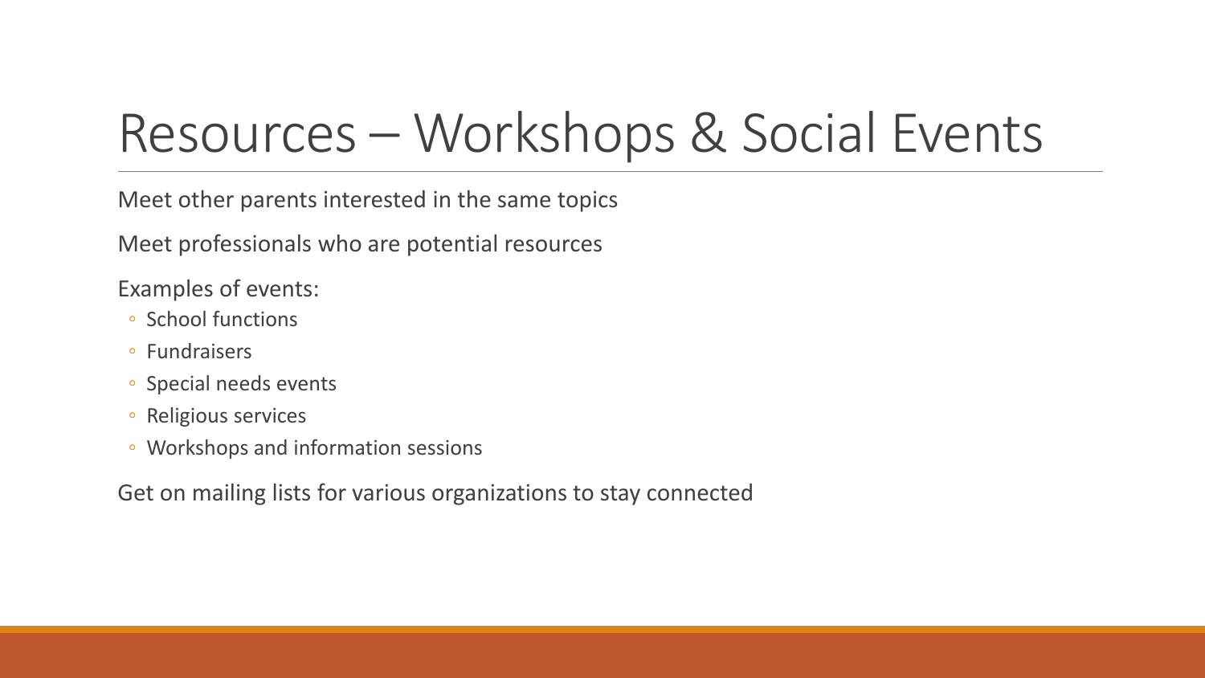# Resources – Workshops & Social Events

Meet other parents interested in the same topics

Meet professionals who are potential resources

Examples of events:

- School functions
- Fundraisers
- Special needs events
- Religious services
- Workshops and information sessions

Get on mailing lists for various organizations to stay connected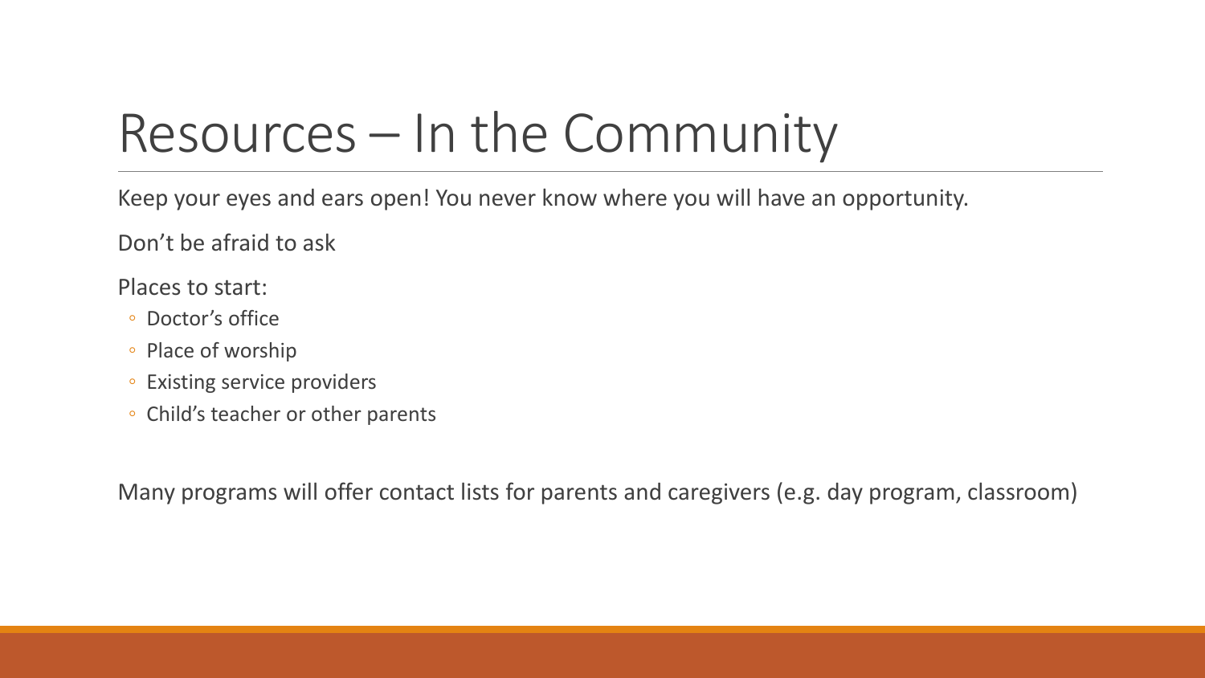# Resources – In the Community

Keep your eyes and ears open! You never know where you will have an opportunity.

Don't be afraid to ask

Places to start:

- Doctor's office
- Place of worship
- Existing service providers
- Child's teacher or other parents

Many programs will offer contact lists for parents and caregivers (e.g. day program, classroom)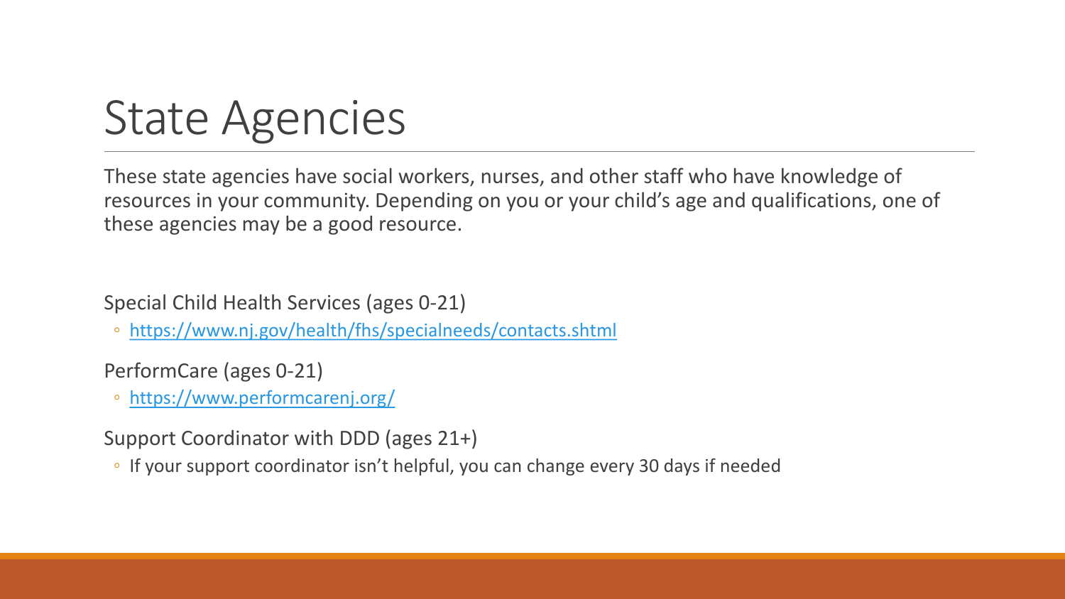# State Agencies

These state agencies have social workers, nurses, and other staff who have knowledge of resources in your community. Depending on you or your child's age and qualifications, one of these agencies may be a good resource.

Special Child Health Services (ages 0-21)

- https://www.nj.gov/health/fhs/specialneeds/contacts.shtml

PerformCare (ages 0-21)

- https://www.performcarenj.org/

Support Coordinator with DDD (ages 21+)

- If your support coordinator isn't helpful, you can change every 30 days if needed